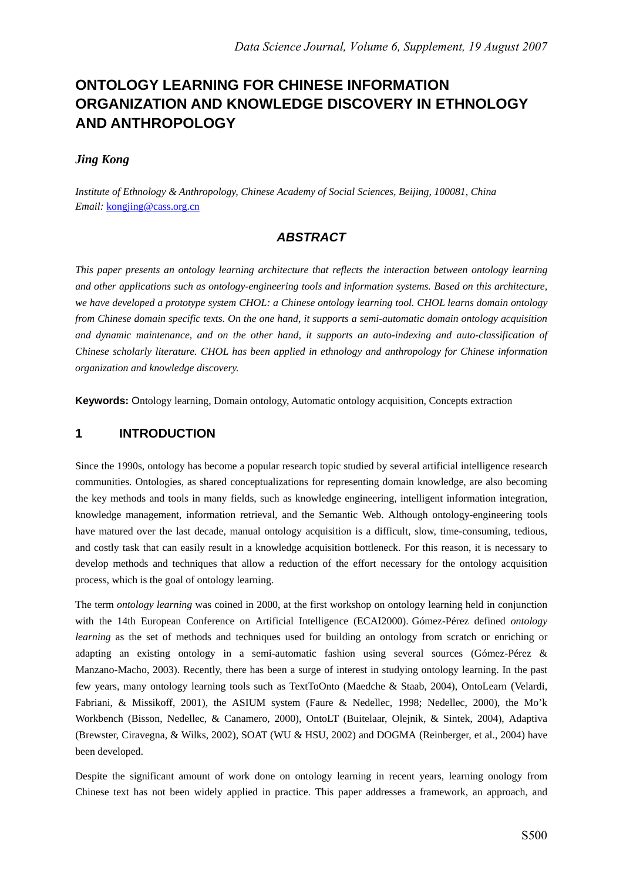# ONTOLOGY LEARNING FOR CHINESE INFORMATION ORGANIZATION AND KNOWLEDGE DISCOVERY IN ETHNOLOGY AND ANTHROPOLOGY

***Jing Kong***

*Institute of Ethnology & Anthropology, Chinese Academy of Social Sciences, Beijing, 100081, China*
*Email:* kongjing@cass.org.cn

## *ABSTRACT*

*This paper presents an ontology learning architecture that reflects the interaction between ontology learning and other applications such as ontology-engineering tools and information systems. Based on this architecture, we have developed a prototype system CHOL: a Chinese ontology learning tool. CHOL learns domain ontology from Chinese domain specific texts. On the one hand, it supports a semi-automatic domain ontology acquisition and dynamic maintenance, and on the other hand, it supports an auto-indexing and auto-classification of Chinese scholarly literature. CHOL has been applied in ethnology and anthropology for Chinese information organization and knowledge discovery.*

**Keywords:** Ontology learning, Domain ontology, Automatic ontology acquisition, Concepts extraction

## 1 INTRODUCTION

Since the 1990s, ontology has become a popular research topic studied by several artificial intelligence research communities. Ontologies, as shared conceptualizations for representing domain knowledge, are also becoming the key methods and tools in many fields, such as knowledge engineering, intelligent information integration, knowledge management, information retrieval, and the Semantic Web. Although ontology-engineering tools have matured over the last decade, manual ontology acquisition is a difficult, slow, time-consuming, tedious, and costly task that can easily result in a knowledge acquisition bottleneck. For this reason, it is necessary to develop methods and techniques that allow a reduction of the effort necessary for the ontology acquisition process, which is the goal of ontology learning.

The term *ontology learning* was coined in 2000, at the first workshop on ontology learning held in conjunction with the 14th European Conference on Artificial Intelligence (ECAI2000). Gómez-Pérez defined *ontology learning* as the set of methods and techniques used for building an ontology from scratch or enriching or adapting an existing ontology in a semi-automatic fashion using several sources (Gómez-Pérez & Manzano-Macho, 2003). Recently, there has been a surge of interest in studying ontology learning. In the past few years, many ontology learning tools such as TextToOnto (Maedche & Staab, 2004), OntoLearn (Velardi, Fabriani, & Missikoff, 2001), the ASIUM system (Faure & Nedellec, 1998; Nedellec, 2000), the Mo'k Workbench (Bisson, Nedellec, & Canamero, 2000), OntoLT (Buitelaar, Olejnik, & Sintek, 2004), Adaptiva (Brewster, Ciravegna, & Wilks, 2002), SOAT (WU & HSU, 2002) and DOGMA (Reinberger, et al., 2004) have been developed.

Despite the significant amount of work done on ontology learning in recent years, learning onology from Chinese text has not been widely applied in practice. This paper addresses a framework, an approach, and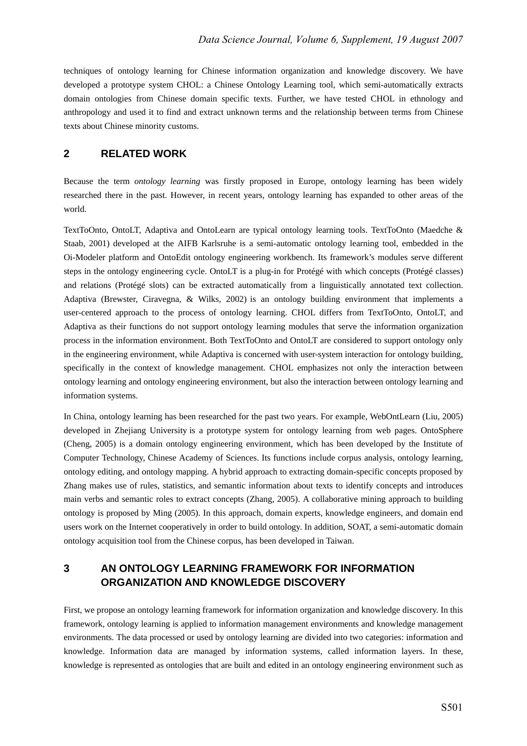techniques of ontology learning for Chinese information organization and knowledge discovery. We have developed a prototype system CHOL: a Chinese Ontology Learning tool, which semi-automatically extracts domain ontologies from Chinese domain specific texts. Further, we have tested CHOL in ethnology and anthropology and used it to find and extract unknown terms and the relationship between terms from Chinese texts about Chinese minority customs.

## 2 RELATED WORK

Because the term *ontology learning* was firstly proposed in Europe, ontology learning has been widely researched there in the past. However, in recent years, ontology learning has expanded to other areas of the world.

TextToOnto, OntoLT, Adaptiva and OntoLearn are typical ontology learning tools. TextToOnto (Maedche & Staab, 2001) developed at the AIFB Karlsruhe is a semi-automatic ontology learning tool, embedded in the Oi-Modeler platform and OntoEdit ontology engineering workbench. Its framework's modules serve different steps in the ontology engineering cycle. OntoLT is a plug-in for Protégé with which concepts (Protégé classes) and relations (Protégé slots) can be extracted automatically from a linguistically annotated text collection. Adaptiva (Brewster, Ciravegna, & Wilks, 2002) is an ontology building environment that implements a user-centered approach to the process of ontology learning. CHOL differs from TextToOnto, OntoLT, and Adaptiva as their functions do not support ontology learning modules that serve the information organization process in the information environment. Both TextToOnto and OntoLT are considered to support ontology only in the engineering environment, while Adaptiva is concerned with user-system interaction for ontology building, specifically in the context of knowledge management. CHOL emphasizes not only the interaction between ontology learning and ontology engineering environment, but also the interaction between ontology learning and information systems.

In China, ontology learning has been researched for the past two years. For example, WebOntLearn (Liu, 2005) developed in Zhejiang University is a prototype system for ontology learning from web pages. OntoSphere (Cheng, 2005) is a domain ontology engineering environment, which has been developed by the Institute of Computer Technology, Chinese Academy of Sciences. Its functions include corpus analysis, ontology learning, ontology editing, and ontology mapping. A hybrid approach to extracting domain-specific concepts proposed by Zhang makes use of rules, statistics, and semantic information about texts to identify concepts and introduces main verbs and semantic roles to extract concepts (Zhang, 2005). A collaborative mining approach to building ontology is proposed by Ming (2005). In this approach, domain experts, knowledge engineers, and domain end users work on the Internet cooperatively in order to build ontology. In addition, SOAT, a semi-automatic domain ontology acquisition tool from the Chinese corpus, has been developed in Taiwan.

## 3 AN ONTOLOGY LEARNING FRAMEWORK FOR INFORMATION ORGANIZATION AND KNOWLEDGE DISCOVERY

First, we propose an ontology learning framework for information organization and knowledge discovery. In this framework, ontology learning is applied to information management environments and knowledge management environments. The data processed or used by ontology learning are divided into two categories: information and knowledge. Information data are managed by information systems, called information layers. In these, knowledge is represented as ontologies that are built and edited in an ontology engineering environment such as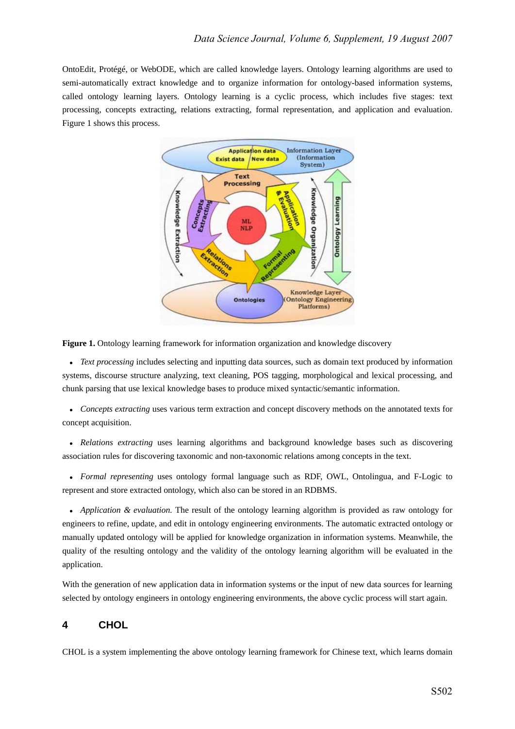OntoEdit, Protégé, or WebODE, which are called knowledge layers. Ontology learning algorithms are used to semi-automatically extract knowledge and to organize information for ontology-based information systems, called ontology learning layers. Ontology learning is a cyclic process, which includes five stages: text processing, concepts extracting, relations extracting, formal representation, and application and evaluation. Figure 1 shows this process.

**Figure 1.** Ontology learning framework for information organization and knowledge discovery

- *Text processing* includes selecting and inputting data sources, such as domain text produced by information systems, discourse structure analyzing, text cleaning, POS tagging, morphological and lexical processing, and chunk parsing that use lexical knowledge bases to produce mixed syntactic/semantic information.

- *Concepts extracting* uses various term extraction and concept discovery methods on the annotated texts for concept acquisition.

- *Relations extracting* uses learning algorithms and background knowledge bases such as discovering association rules for discovering taxonomic and non-taxonomic relations among concepts in the text.

- *Formal representing* uses ontology formal language such as RDF, OWL, Ontolingua, and F-Logic to represent and store extracted ontology, which also can be stored in an RDBMS.

- *Application & evaluation.* The result of the ontology learning algorithm is provided as raw ontology for engineers to refine, update, and edit in ontology engineering environments. The automatic extracted ontology or manually updated ontology will be applied for knowledge organization in information systems. Meanwhile, the quality of the resulting ontology and the validity of the ontology learning algorithm will be evaluated in the application.

With the generation of new application data in information systems or the input of new data sources for learning selected by ontology engineers in ontology engineering environments, the above cyclic process will start again.

## 4 CHOL

CHOL is a system implementing the above ontology learning framework for Chinese text, which learns domain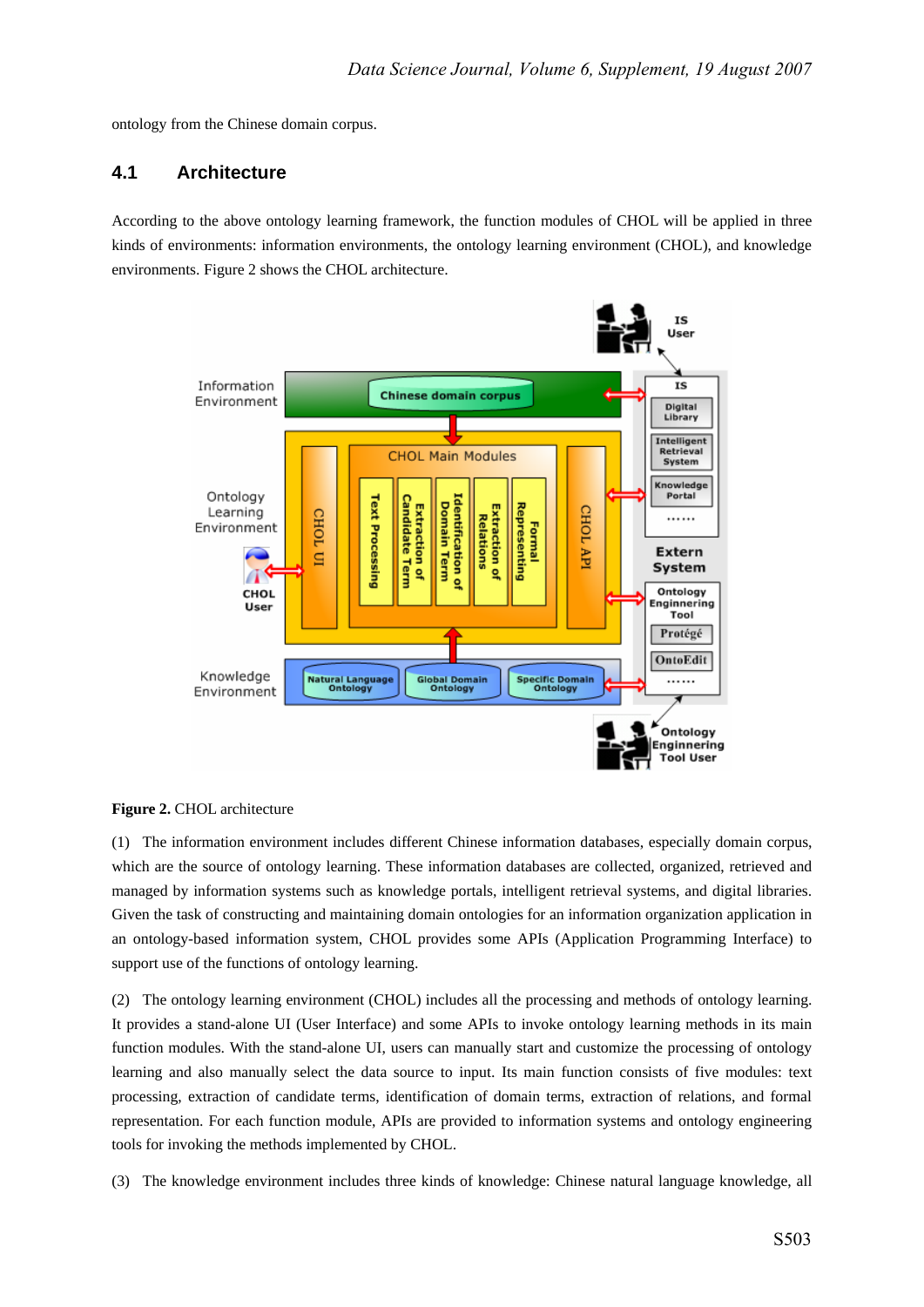ontology from the Chinese domain corpus.

## 4.1 Architecture

According to the above ontology learning framework, the function modules of CHOL will be applied in three kinds of environments: information environments, the ontology learning environment (CHOL), and knowledge environments. Figure 2 shows the CHOL architecture.

**Figure 2.** CHOL architecture

(1) The information environment includes different Chinese information databases, especially domain corpus, which are the source of ontology learning. These information databases are collected, organized, retrieved and managed by information systems such as knowledge portals, intelligent retrieval systems, and digital libraries. Given the task of constructing and maintaining domain ontologies for an information organization application in an ontology-based information system, CHOL provides some APIs (Application Programming Interface) to support use of the functions of ontology learning.

(2) The ontology learning environment (CHOL) includes all the processing and methods of ontology learning. It provides a stand-alone UI (User Interface) and some APIs to invoke ontology learning methods in its main function modules. With the stand-alone UI, users can manually start and customize the processing of ontology learning and also manually select the data source to input. Its main function consists of five modules: text processing, extraction of candidate terms, identification of domain terms, extraction of relations, and formal representation. For each function module, APIs are provided to information systems and ontology engineering tools for invoking the methods implemented by CHOL.

(3) The knowledge environment includes three kinds of knowledge: Chinese natural language knowledge, all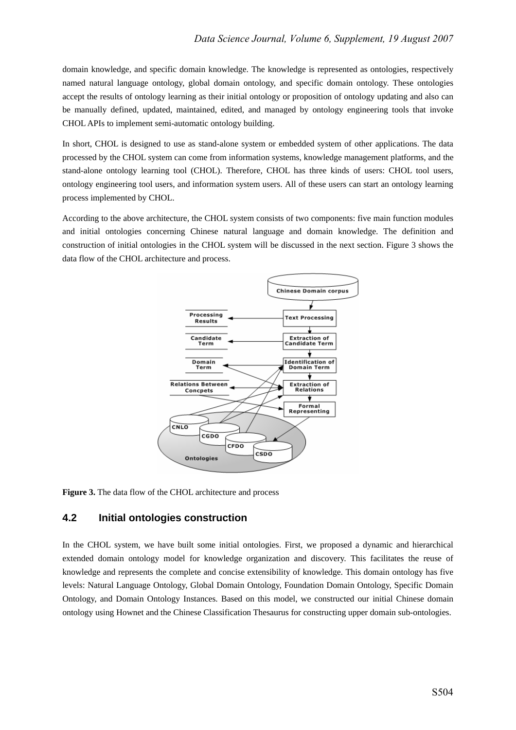domain knowledge, and specific domain knowledge. The knowledge is represented as ontologies, respectively named natural language ontology, global domain ontology, and specific domain ontology. These ontologies accept the results of ontology learning as their initial ontology or proposition of ontology updating and also can be manually defined, updated, maintained, edited, and managed by ontology engineering tools that invoke CHOL APIs to implement semi-automatic ontology building.

In short, CHOL is designed to use as stand-alone system or embedded system of other applications. The data processed by the CHOL system can come from information systems, knowledge management platforms, and the stand-alone ontology learning tool (CHOL). Therefore, CHOL has three kinds of users: CHOL tool users, ontology engineering tool users, and information system users. All of these users can start an ontology learning process implemented by CHOL.

According to the above architecture, the CHOL system consists of two components: five main function modules and initial ontologies concerning Chinese natural language and domain knowledge. The definition and construction of initial ontologies in the CHOL system will be discussed in the next section. Figure 3 shows the data flow of the CHOL architecture and process.

**Figure 3.** The data flow of the CHOL architecture and process

## 4.2 Initial ontologies construction

In the CHOL system, we have built some initial ontologies. First, we proposed a dynamic and hierarchical extended domain ontology model for knowledge organization and discovery. This facilitates the reuse of knowledge and represents the complete and concise extensibility of knowledge. This domain ontology has five levels: Natural Language Ontology, Global Domain Ontology, Foundation Domain Ontology, Specific Domain Ontology, and Domain Ontology Instances. Based on this model, we constructed our initial Chinese domain ontology using Hownet and the Chinese Classification Thesaurus for constructing upper domain sub-ontologies.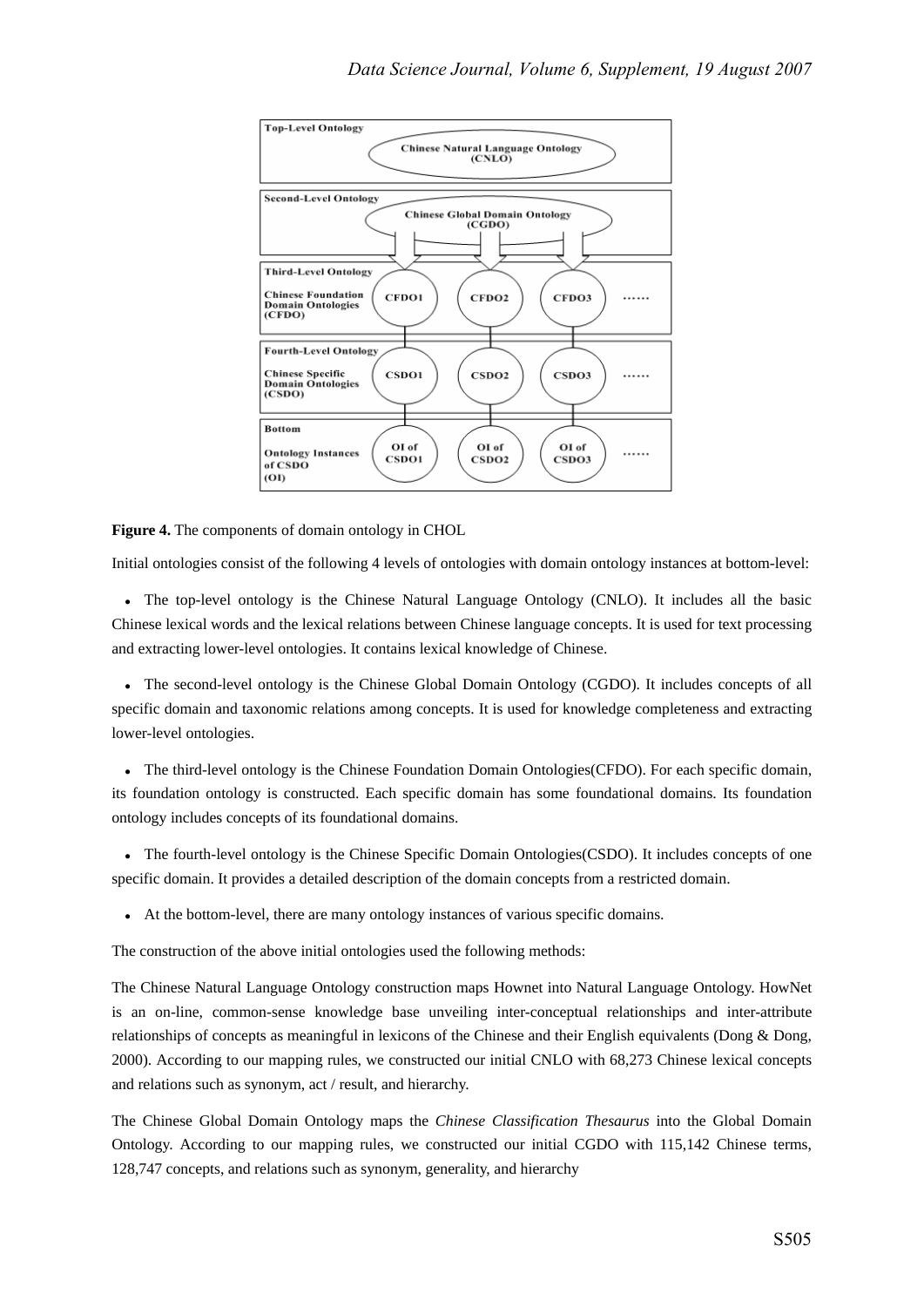**Figure 4.** The components of domain ontology in CHOL

Initial ontologies consist of the following 4 levels of ontologies with domain ontology instances at bottom-level:

- The top-level ontology is the Chinese Natural Language Ontology (CNLO). It includes all the basic Chinese lexical words and the lexical relations between Chinese language concepts. It is used for text processing and extracting lower-level ontologies. It contains lexical knowledge of Chinese.
- The second-level ontology is the Chinese Global Domain Ontology (CGDO). It includes concepts of all specific domain and taxonomic relations among concepts. It is used for knowledge completeness and extracting lower-level ontologies.
- The third-level ontology is the Chinese Foundation Domain Ontologies(CFDO). For each specific domain, its foundation ontology is constructed. Each specific domain has some foundational domains. Its foundation ontology includes concepts of its foundational domains.
- The fourth-level ontology is the Chinese Specific Domain Ontologies(CSDO). It includes concepts of one specific domain. It provides a detailed description of the domain concepts from a restricted domain.
- At the bottom-level, there are many ontology instances of various specific domains.

The construction of the above initial ontologies used the following methods:

The Chinese Natural Language Ontology construction maps Hownet into Natural Language Ontology. HowNet is an on-line, common-sense knowledge base unveiling inter-conceptual relationships and inter-attribute relationships of concepts as meaningful in lexicons of the Chinese and their English equivalents (Dong & Dong, 2000). According to our mapping rules, we constructed our initial CNLO with 68,273 Chinese lexical concepts and relations such as synonym, act / result, and hierarchy.

The Chinese Global Domain Ontology maps the *Chinese Classification Thesaurus* into the Global Domain Ontology. According to our mapping rules, we constructed our initial CGDO with 115,142 Chinese terms, 128,747 concepts, and relations such as synonym, generality, and hierarchy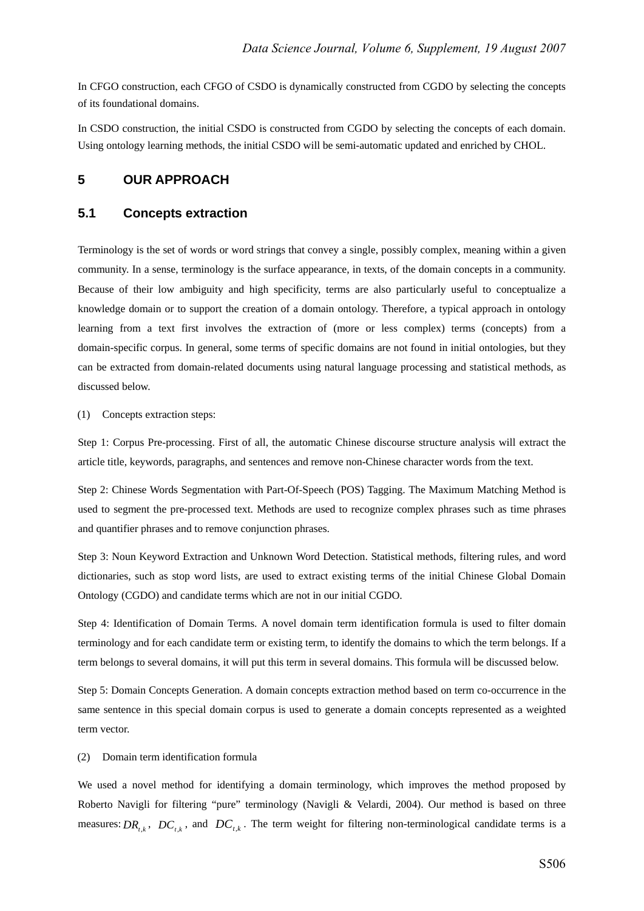In CFGO construction, each CFGO of CSDO is dynamically constructed from CGDO by selecting the concepts of its foundational domains.

In CSDO construction, the initial CSDO is constructed from CGDO by selecting the concepts of each domain. Using ontology learning methods, the initial CSDO will be semi-automatic updated and enriched by CHOL.

## 5 OUR APPROACH

### 5.1 Concepts extraction

Terminology is the set of words or word strings that convey a single, possibly complex, meaning within a given community. In a sense, terminology is the surface appearance, in texts, of the domain concepts in a community. Because of their low ambiguity and high specificity, terms are also particularly useful to conceptualize a knowledge domain or to support the creation of a domain ontology. Therefore, a typical approach in ontology learning from a text first involves the extraction of (more or less complex) terms (concepts) from a domain-specific corpus. In general, some terms of specific domains are not found in initial ontologies, but they can be extracted from domain-related documents using natural language processing and statistical methods, as discussed below.

(1) Concepts extraction steps:

Step 1: Corpus Pre-processing. First of all, the automatic Chinese discourse structure analysis will extract the article title, keywords, paragraphs, and sentences and remove non-Chinese character words from the text.

Step 2: Chinese Words Segmentation with Part-Of-Speech (POS) Tagging. The Maximum Matching Method is used to segment the pre-processed text. Methods are used to recognize complex phrases such as time phrases and quantifier phrases and to remove conjunction phrases.

Step 3: Noun Keyword Extraction and Unknown Word Detection. Statistical methods, filtering rules, and word dictionaries, such as stop word lists, are used to extract existing terms of the initial Chinese Global Domain Ontology (CGDO) and candidate terms which are not in our initial CGDO.

Step 4: Identification of Domain Terms. A novel domain term identification formula is used to filter domain terminology and for each candidate term or existing term, to identify the domains to which the term belongs. If a term belongs to several domains, it will put this term in several domains. This formula will be discussed below.

Step 5: Domain Concepts Generation. A domain concepts extraction method based on term co-occurrence in the same sentence in this special domain corpus is used to generate a domain concepts represented as a weighted term vector.

(2) Domain term identification formula

We used a novel method for identifying a domain terminology, which improves the method proposed by Roberto Navigli for filtering "pure" terminology (Navigli & Velardi, 2004). Our method is based on three measures: $DR_{t,k}$, $DC_{t,k}$, and $DC_{t,k}$. The term weight for filtering non-terminological candidate terms is a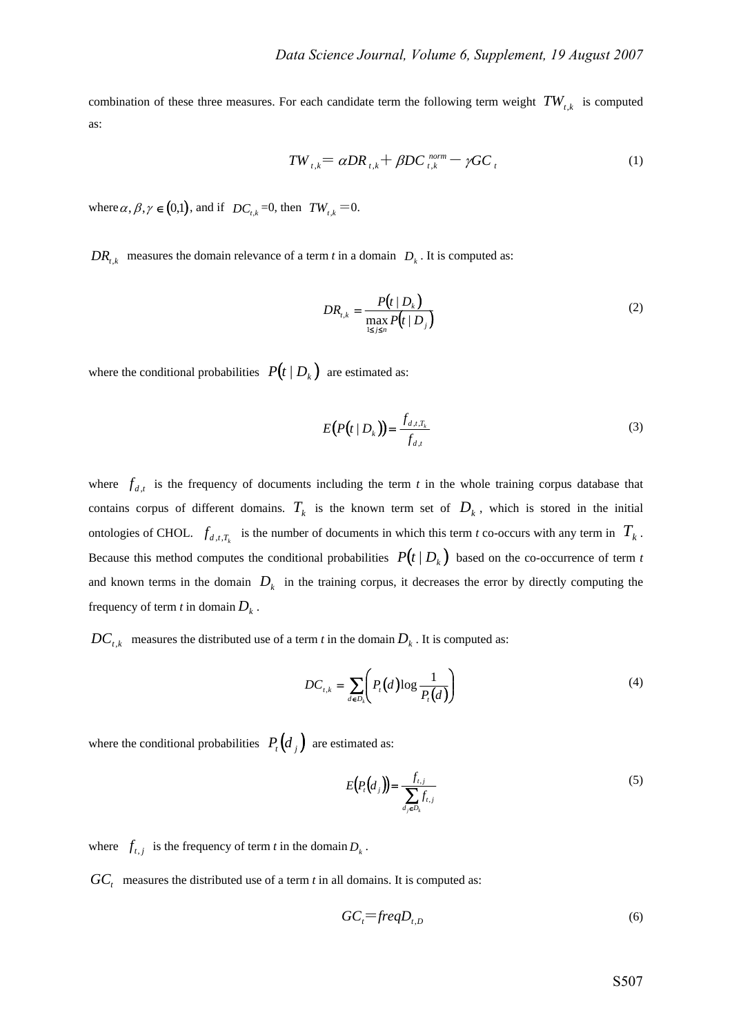combination of these three measures. For each candidate term the following term weight $TW_{t,k}$ is computed as:

$$TW_{t,k} = \alpha DR_{t,k} + \beta DC_{t,k}^{norm} - \gamma GC_{t} \tag{1}$$

where $\alpha, \beta, \gamma \in (0,1)$, and if $DC_{t,k}$ =0, then $TW_{t,k}$ =0.

$DR_{t,k}$ measures the domain relevance of a term *t* in a domain $D_k$. It is computed as:

$$DR_{t,k} = \frac{P(t \mid D_k)}{\max\limits_{1 \le j \le n} P(t \mid D_j)} \tag{2}$$

where the conditional probabilities $P(t \mid D_k)$ are estimated as:

$$E(P(t \mid D_k)) = \frac{f_{d,t,T_k}}{f_{d,t}} \tag{3}$$

where $f_{d,t}$ is the frequency of documents including the term *t* in the whole training corpus database that contains corpus of different domains. $T_k$ is the known term set of $D_k$, which is stored in the initial ontologies of CHOL. $f_{d,t,T_k}$ is the number of documents in which this term *t* co-occurs with any term in $T_k$. Because this method computes the conditional probabilities $P(t \mid D_k)$ based on the co-occurrence of term *t* and known terms in the domain $D_k$ in the training corpus, it decreases the error by directly computing the frequency of term *t* in domain $D_k$.

$DC_{t,k}$ measures the distributed use of a term *t* in the domain $D_k$. It is computed as:

$$DC_{t,k} = \sum_{d \in D_k} \left( P_t(d) \log \frac{1}{P_t(d)} \right) \tag{4}$$

where the conditional probabilities $P_t(d_j)$ are estimated as:

$$E(P_t(d_j)) = \frac{f_{t,j}}{\sum\limits_{d_j \in D_k} f_{t,j}} \tag{5}$$

where $f_{t,j}$ is the frequency of term *t* in the domain $D_k$.

$GC_t$ measures the distributed use of a term *t* in all domains. It is computed as:

$$GC_t = freqD_{t,D} \tag{6}$$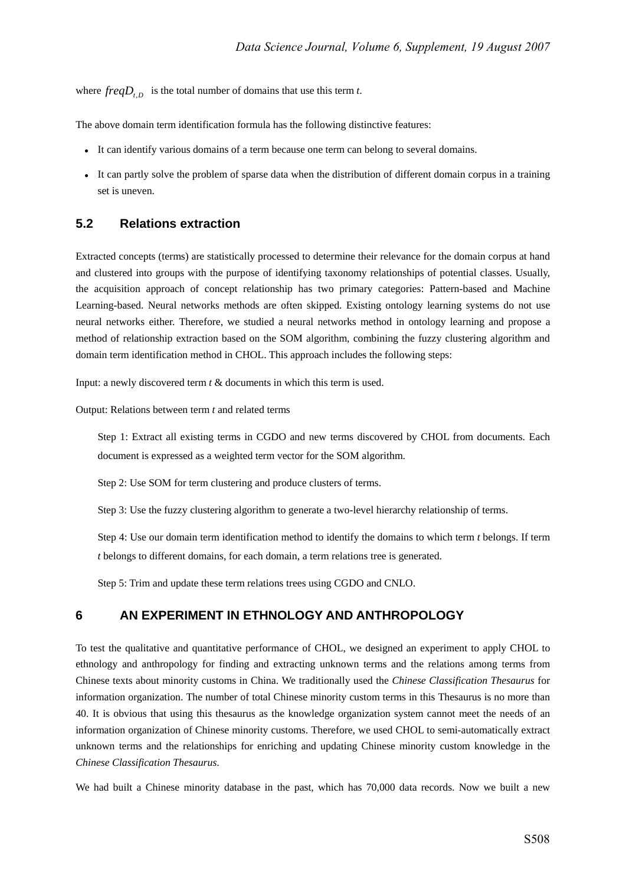where $freqD_{t,D}$ is the total number of domains that use this term *t*.

The above domain term identification formula has the following distinctive features:

- It can identify various domains of a term because one term can belong to several domains.
- It can partly solve the problem of sparse data when the distribution of different domain corpus in a training set is uneven.

## 5.2 Relations extraction

Extracted concepts (terms) are statistically processed to determine their relevance for the domain corpus at hand and clustered into groups with the purpose of identifying taxonomy relationships of potential classes. Usually, the acquisition approach of concept relationship has two primary categories: Pattern-based and Machine Learning-based. Neural networks methods are often skipped. Existing ontology learning systems do not use neural networks either. Therefore, we studied a neural networks method in ontology learning and propose a method of relationship extraction based on the SOM algorithm, combining the fuzzy clustering algorithm and domain term identification method in CHOL. This approach includes the following steps:

Input: a newly discovered term *t* & documents in which this term is used.

Output: Relations between term *t* and related terms

Step 1: Extract all existing terms in CGDO and new terms discovered by CHOL from documents. Each document is expressed as a weighted term vector for the SOM algorithm.

Step 2: Use SOM for term clustering and produce clusters of terms.

Step 3: Use the fuzzy clustering algorithm to generate a two-level hierarchy relationship of terms.

Step 4: Use our domain term identification method to identify the domains to which term *t* belongs. If term *t* belongs to different domains, for each domain, a term relations tree is generated.

Step 5: Trim and update these term relations trees using CGDO and CNLO.

# 6 AN EXPERIMENT IN ETHNOLOGY AND ANTHROPOLOGY

To test the qualitative and quantitative performance of CHOL, we designed an experiment to apply CHOL to ethnology and anthropology for finding and extracting unknown terms and the relations among terms from Chinese texts about minority customs in China. We traditionally used the *Chinese Classification Thesaurus* for information organization. The number of total Chinese minority custom terms in this Thesaurus is no more than 40. It is obvious that using this thesaurus as the knowledge organization system cannot meet the needs of an information organization of Chinese minority customs. Therefore, we used CHOL to semi-automatically extract unknown terms and the relationships for enriching and updating Chinese minority custom knowledge in the *Chinese Classification Thesaurus.*

We had built a Chinese minority database in the past, which has 70,000 data records. Now we built a new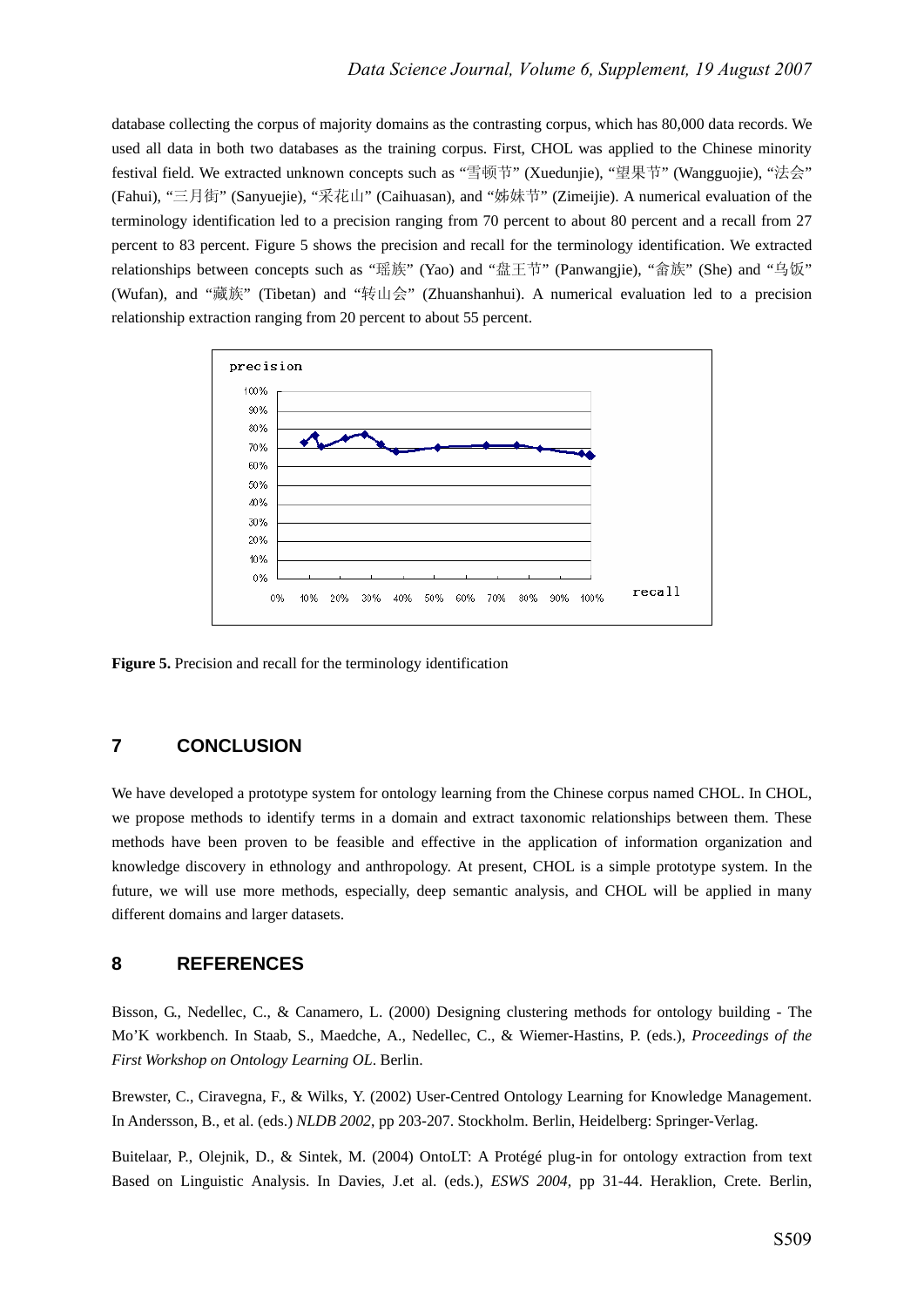database collecting the corpus of majority domains as the contrasting corpus, which has 80,000 data records. We used all data in both two databases as the training corpus. First, CHOL was applied to the Chinese minority festival field. We extracted unknown concepts such as “雪顿节” (Xuedunjie), “望果节” (Wangguojie), “法会” (Fahui), “三月街” (Sanyuejie), “采花山” (Caihuasan), and “姊妹节” (Zimeijie). A numerical evaluation of the terminology identification led to a precision ranging from 70 percent to about 80 percent and a recall from 27 percent to 83 percent. Figure 5 shows the precision and recall for the terminology identification. We extracted relationships between concepts such as “瑶族” (Yao) and “盘王节” (Panwangjie), “畲族” (She) and “乌饭” (Wufan), and “藏族” (Tibetan) and “转山会” (Zhuanshanhui). A numerical evaluation led to a precision relationship extraction ranging from 20 percent to about 55 percent.

**Figure 5.** Precision and recall for the terminology identification

## 7 CONCLUSION

We have developed a prototype system for ontology learning from the Chinese corpus named CHOL. In CHOL, we propose methods to identify terms in a domain and extract taxonomic relationships between them. These methods have been proven to be feasible and effective in the application of information organization and knowledge discovery in ethnology and anthropology. At present, CHOL is a simple prototype system. In the future, we will use more methods, especially, deep semantic analysis, and CHOL will be applied in many different domains and larger datasets.

## 8 REFERENCES

Bisson, G., Nedellec, C., & Canamero, L. (2000) Designing clustering methods for ontology building - The Mo’K workbench. In Staab, S., Maedche, A., Nedellec, C., & Wiemer-Hastins, P. (eds.), *Proceedings of the First Workshop on Ontology Learning OL*. Berlin.

Brewster, C., Ciravegna, F., & Wilks, Y. (2002) User-Centred Ontology Learning for Knowledge Management. In Andersson, B., et al. (eds.) *NLDB 2002*, pp 203-207. Stockholm. Berlin, Heidelberg: Springer-Verlag.

Buitelaar, P., Olejnik, D., & Sintek, M. (2004) OntoLT: A Protégé plug-in for ontology extraction from text Based on Linguistic Analysis. In Davies, J.et al. (eds.), *ESWS 2004,* pp 31-44. Heraklion, Crete. Berlin,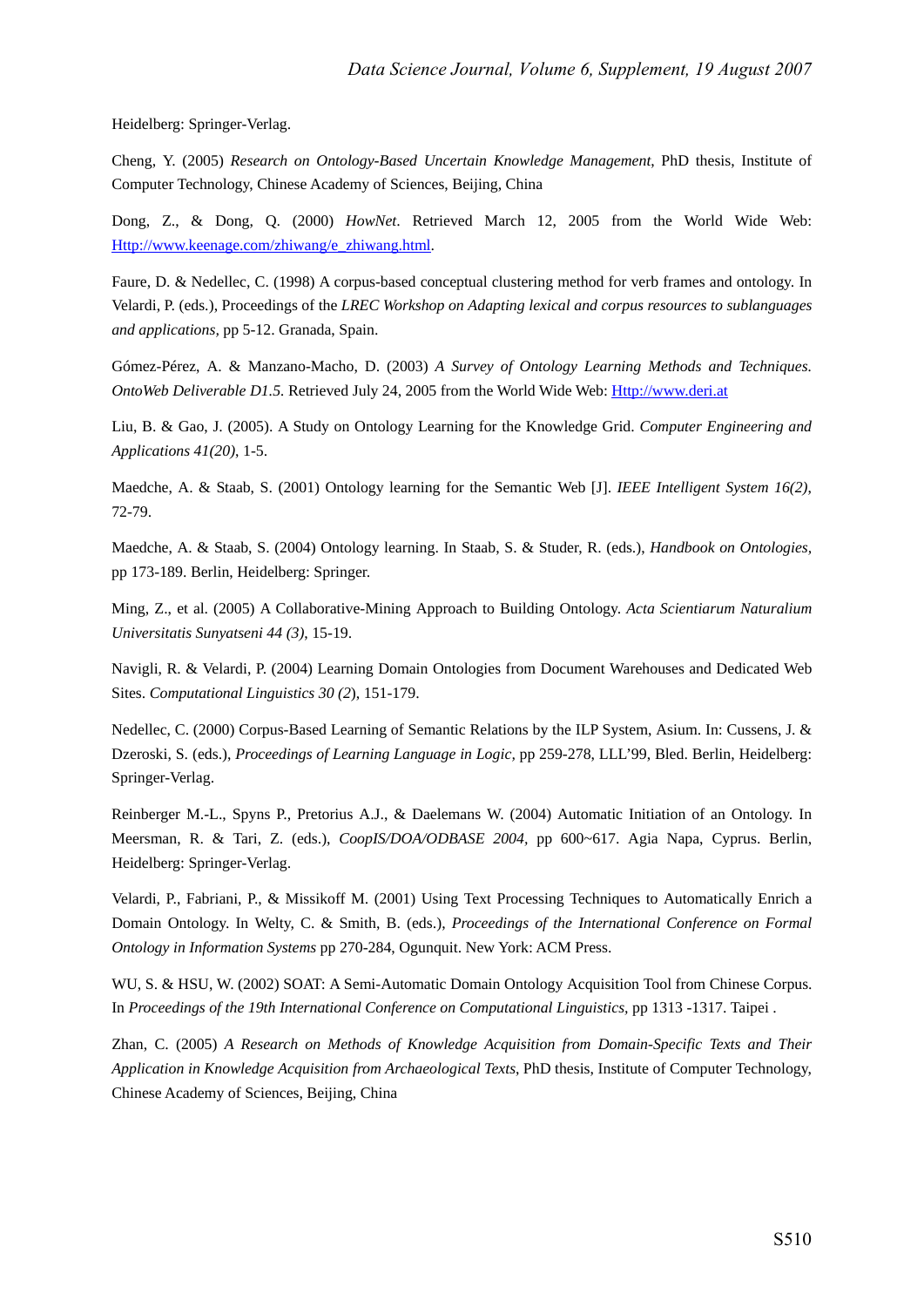Heidelberg: Springer-Verlag.

Cheng, Y. (2005) *Research on Ontology-Based Uncertain Knowledge Management*, PhD thesis, Institute of Computer Technology, Chinese Academy of Sciences, Beijing, China

Dong, Z., & Dong, Q. (2000) *HowNet*. Retrieved March 12, 2005 from the World Wide Web: [Http://www.keenage.com/zhiwang/e_zhiwang.html](Http://www.keenage.com/zhiwang/e_zhiwang.html).

Faure, D. & Nedellec, C. (1998) A corpus-based conceptual clustering method for verb frames and ontology. In Velardi, P. (eds.), Proceedings of the *LREC Workshop on Adapting lexical and corpus resources to sublanguages and applications*, pp 5-12. Granada, Spain.

Gómez-Pérez, A. & Manzano-Macho, D. (2003) *A Survey of Ontology Learning Methods and Techniques. OntoWeb Deliverable D1.5*. Retrieved July 24, 2005 from the World Wide Web: [Http://www.deri.at](Http://www.deri.at)

Liu, B. & Gao, J. (2005). A Study on Ontology Learning for the Knowledge Grid. *Computer Engineering and Applications 41(20)*, 1-5.

Maedche, A. & Staab, S. (2001) Ontology learning for the Semantic Web [J]. *IEEE Intelligent System 16(2)*, 72-79.

Maedche, A. & Staab, S. (2004) Ontology learning. In Staab, S. & Studer, R. (eds.), *Handbook on Ontologies*, pp 173-189. Berlin, Heidelberg: Springer.

Ming, Z., et al. (2005) A Collaborative-Mining Approach to Building Ontology. *Acta Scientiarum Naturalium Universitatis Sunyatseni 44 (3)*, 15-19.

Navigli, R. & Velardi, P. (2004) Learning Domain Ontologies from Document Warehouses and Dedicated Web Sites. *Computational Linguistics 30 (2)*, 151-179.

Nedellec, C. (2000) Corpus-Based Learning of Semantic Relations by the ILP System, Asium. In: Cussens, J. & Dzeroski, S. (eds.), *Proceedings of Learning Language in Logic*, pp 259-278, LLL'99, Bled. Berlin, Heidelberg: Springer-Verlag.

Reinberger M.-L., Spyns P., Pretorius A.J., & Daelemans W. (2004) Automatic Initiation of an Ontology. In Meersman, R. & Tari, Z. (eds.), *CoopIS/DOA/ODBASE 2004*, pp 600~617. Agia Napa, Cyprus. Berlin, Heidelberg: Springer-Verlag.

Velardi, P., Fabriani, P., & Missikoff M. (2001) Using Text Processing Techniques to Automatically Enrich a Domain Ontology. In Welty, C. & Smith, B. (eds.), *Proceedings of the International Conference on Formal Ontology in Information Systems* pp 270-284, Ogunquit. New York: ACM Press.

WU, S. & HSU, W. (2002) SOAT: A Semi-Automatic Domain Ontology Acquisition Tool from Chinese Corpus. In *Proceedings of the 19th International Conference on Computational Linguistics*, pp 1313 -1317. Taipei .

Zhan, C. (2005) *A Research on Methods of Knowledge Acquisition from Domain-Specific Texts and Their Application in Knowledge Acquisition from Archaeological Texts*, PhD thesis, Institute of Computer Technology, Chinese Academy of Sciences, Beijing, China